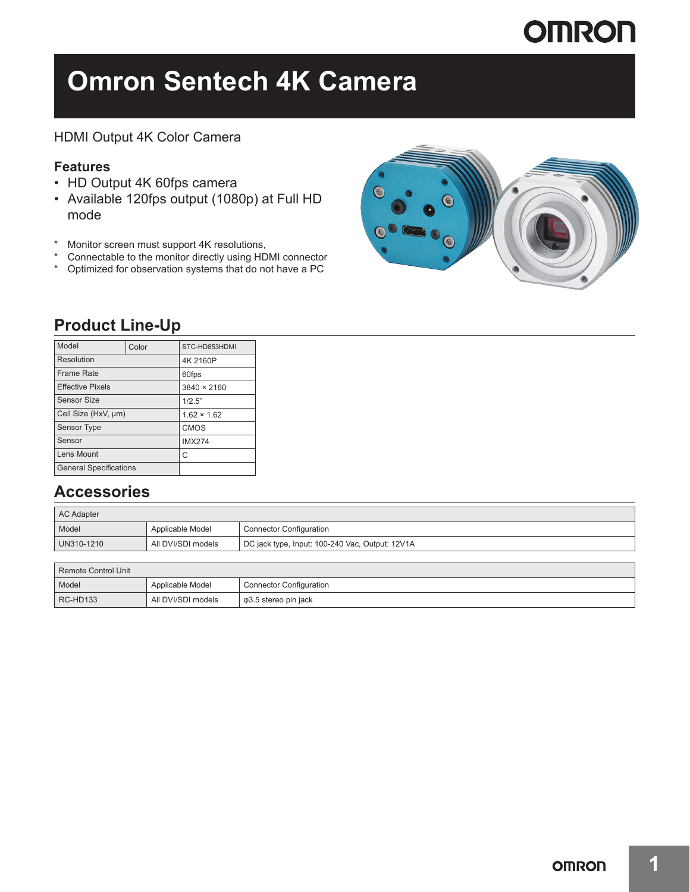# Omron Sentech 4K Camera

HDMI Output 4K Color Camera

## Features

- HD Output 4K 60fps camera
- Available 120fps output (1080p) at Full HD mode

* Monitor screen must support 4K resolutions,
* Connectable to the monitor directly using HDMI connector
* Optimized for observation systems that do not have a PC

## Product Line-Up

| Model | Color | STC-HD853HDMI |
|---|---|---|
| Resolution | | 4K 2160P |
| Frame Rate | | 60fps |
| Effective Pixels | | 3840 × 2160 |
| Sensor Size | | 1/2.5" |
| Cell Size (HxV, μm) | | 1.62 × 1.62 |
| Sensor Type | | CMOS |
| Sensor | | IMX274 |
| Lens Mount | | C |
| General Specifications | | |

## Accessories

| AC Adapter | | |
|---|---|---|
| Model | Applicable Model | Connector Configuration |
| UN310-1210 | All DVI/SDI models | DC jack type, Input: 100-240 Vac, Output: 12V1A |

| Remote Control Unit | | |
|---|---|---|
| Model | Applicable Model | Connector Configuration |
| RC-HD133 | All DVI/SDI models | φ3.5 stereo pin jack |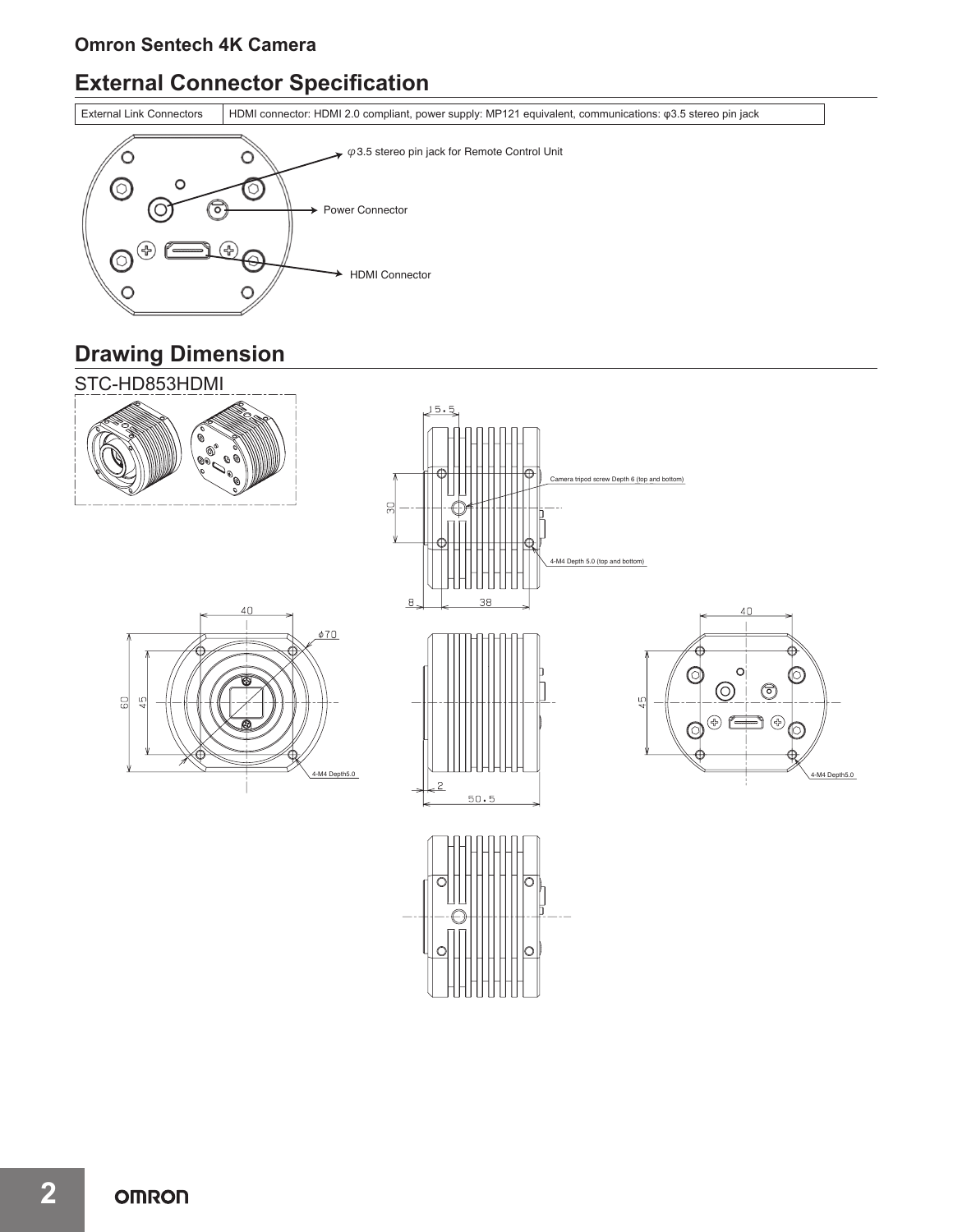**Omron Sentech 4K Camera**

## External Connector Specification

| External Link Connectors | HDMI connector: HDMI 2.0 compliant, power supply: MP121 equivalent, communications: φ3.5 stereo pin jack |
|---|---|

φ3.5 stereo pin jack for Remote Control Unit

Power Connector

HDMI Connector

## Drawing Dimension

STC-HD853HDMI

15.5

30

Camera tripod screw Depth 6 (top and bottom)

4-M4 Depth 5.0 (top and bottom)

8

38

40

φ70

60

45

4-M4 Depth5.0

2

50.5

40

45

4-M4 Depth5.0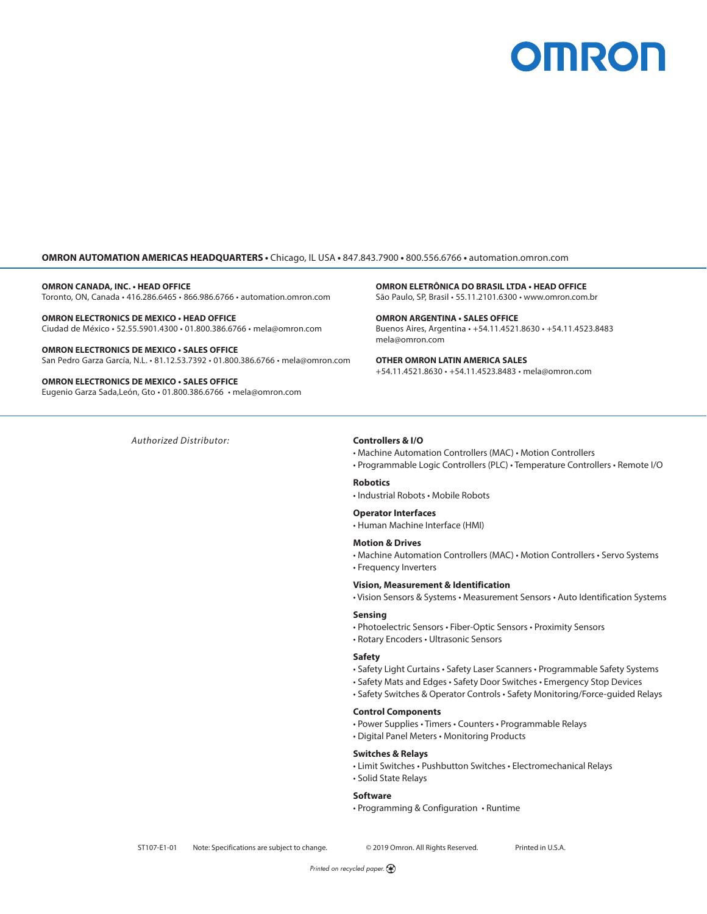OMRON

**OMRON AUTOMATION AMERICAS HEADQUARTERS •** Chicago, IL USA • 847.843.7900 • 800.556.6766 • automation.omron.com

**OMRON CANADA, INC. • HEAD OFFICE**
Toronto, ON, Canada • 416.286.6465 • 866.986.6766 • automation.omron.com

**OMRON ELECTRONICS DE MEXICO • HEAD OFFICE**
Ciudad de México • 52.55.5901.4300 • 01.800.386.6766 • mela@omron.com

**OMRON ELECTRONICS DE MEXICO • SALES OFFICE**
San Pedro Garza García, N.L. • 81.12.53.7392 • 01.800.386.6766 • mela@omron.com

**OMRON ELECTRONICS DE MEXICO • SALES OFFICE**
Eugenio Garza Sada,León, Gto • 01.800.386.6766 • mela@omron.com

**OMRON ELETRÔNICA DO BRASIL LTDA • HEAD OFFICE**
São Paulo, SP, Brasil • 55.11.2101.6300 • www.omron.com.br

**OMRON ARGENTINA • SALES OFFICE**
Buenos Aires, Argentina • +54.11.4521.8630 • +54.11.4523.8483
mela@omron.com

**OTHER OMRON LATIN AMERICA SALES**
+54.11.4521.8630 • +54.11.4523.8483 • mela@omron.com

*Authorized Distributor:*

**Controllers & I/O**
- Machine Automation Controllers (MAC) • Motion Controllers
- Programmable Logic Controllers (PLC) • Temperature Controllers • Remote I/O

**Robotics**
- Industrial Robots • Mobile Robots

**Operator Interfaces**
- Human Machine Interface (HMI)

**Motion & Drives**
- Machine Automation Controllers (MAC) • Motion Controllers • Servo Systems
- Frequency Inverters

**Vision, Measurement & Identification**
- Vision Sensors & Systems • Measurement Sensors • Auto Identification Systems

**Sensing**
- Photoelectric Sensors • Fiber-Optic Sensors • Proximity Sensors
- Rotary Encoders • Ultrasonic Sensors

**Safety**
- Safety Light Curtains • Safety Laser Scanners • Programmable Safety Systems
- Safety Mats and Edges • Safety Door Switches • Emergency Stop Devices
- Safety Switches & Operator Controls • Safety Monitoring/Force-guided Relays

**Control Components**
- Power Supplies • Timers • Counters • Programmable Relays
- Digital Panel Meters • Monitoring Products

**Switches & Relays**
- Limit Switches • Pushbutton Switches • Electromechanical Relays
- Solid State Relays

**Software**
- Programming & Configuration • Runtime

ST107-E1-01 Note: Specifications are subject to change. © 2019 Omron. All Rights Reserved. Printed in U.S.A.

*Printed on recycled paper.*